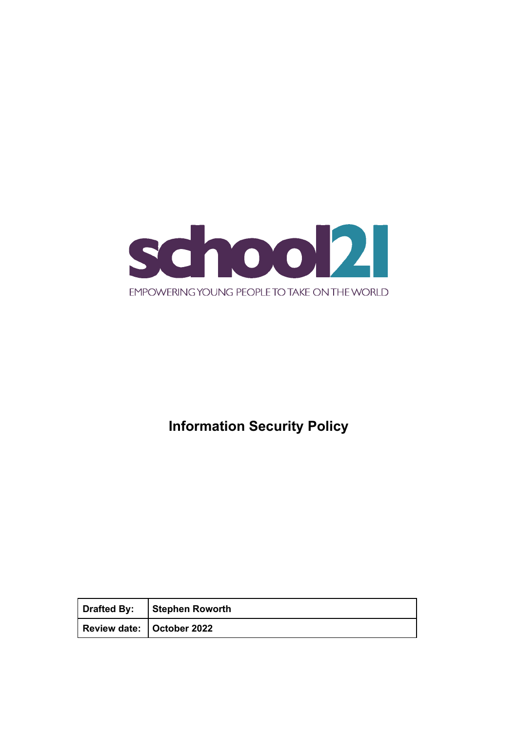school21

EMPOWERING YOUNG PEOPLE TO TAKE ON THE WORLD

# Information Security Policy

| Drafted By: | Stephen Roworth |
| --- | --- |
| Review date: | October 2022 |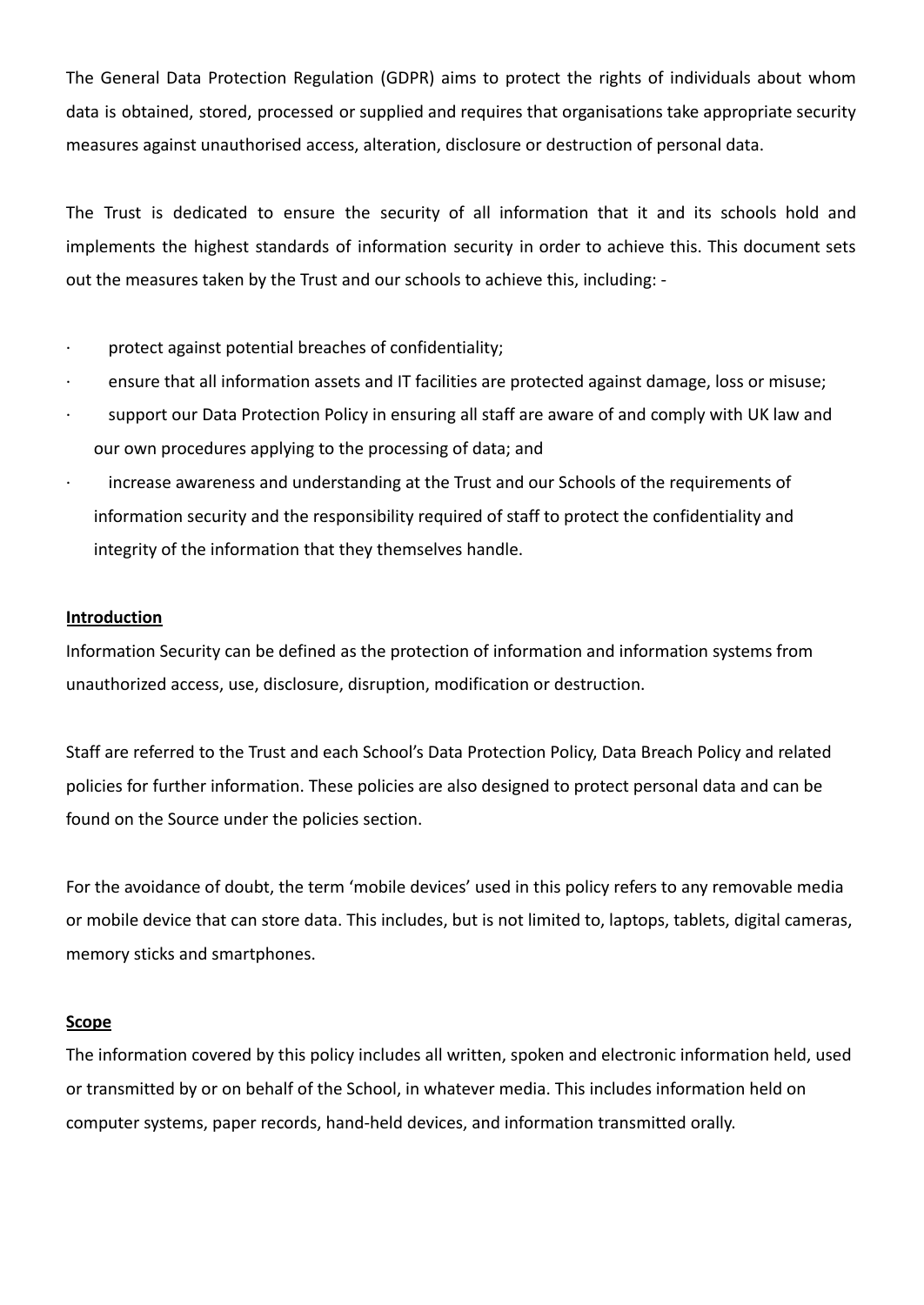The General Data Protection Regulation (GDPR) aims to protect the rights of individuals about whom data is obtained, stored, processed or supplied and requires that organisations take appropriate security measures against unauthorised access, alteration, disclosure or destruction of personal data.

The Trust is dedicated to ensure the security of all information that it and its schools hold and implements the highest standards of information security in order to achieve this. This document sets out the measures taken by the Trust and our schools to achieve this, including: -

- protect against potential breaches of confidentiality;
- ensure that all information assets and IT facilities are protected against damage, loss or misuse;
- support our Data Protection Policy in ensuring all staff are aware of and comply with UK law and our own procedures applying to the processing of data; and
- increase awareness and understanding at the Trust and our Schools of the requirements of information security and the responsibility required of staff to protect the confidentiality and integrity of the information that they themselves handle.

**Introduction**

Information Security can be defined as the protection of information and information systems from unauthorized access, use, disclosure, disruption, modification or destruction.

Staff are referred to the Trust and each School's Data Protection Policy, Data Breach Policy and related policies for further information. These policies are also designed to protect personal data and can be found on the Source under the policies section.

For the avoidance of doubt, the term 'mobile devices' used in this policy refers to any removable media or mobile device that can store data. This includes, but is not limited to, laptops, tablets, digital cameras, memory sticks and smartphones.

**Scope**

The information covered by this policy includes all written, spoken and electronic information held, used or transmitted by or on behalf of the School, in whatever media. This includes information held on computer systems, paper records, hand-held devices, and information transmitted orally.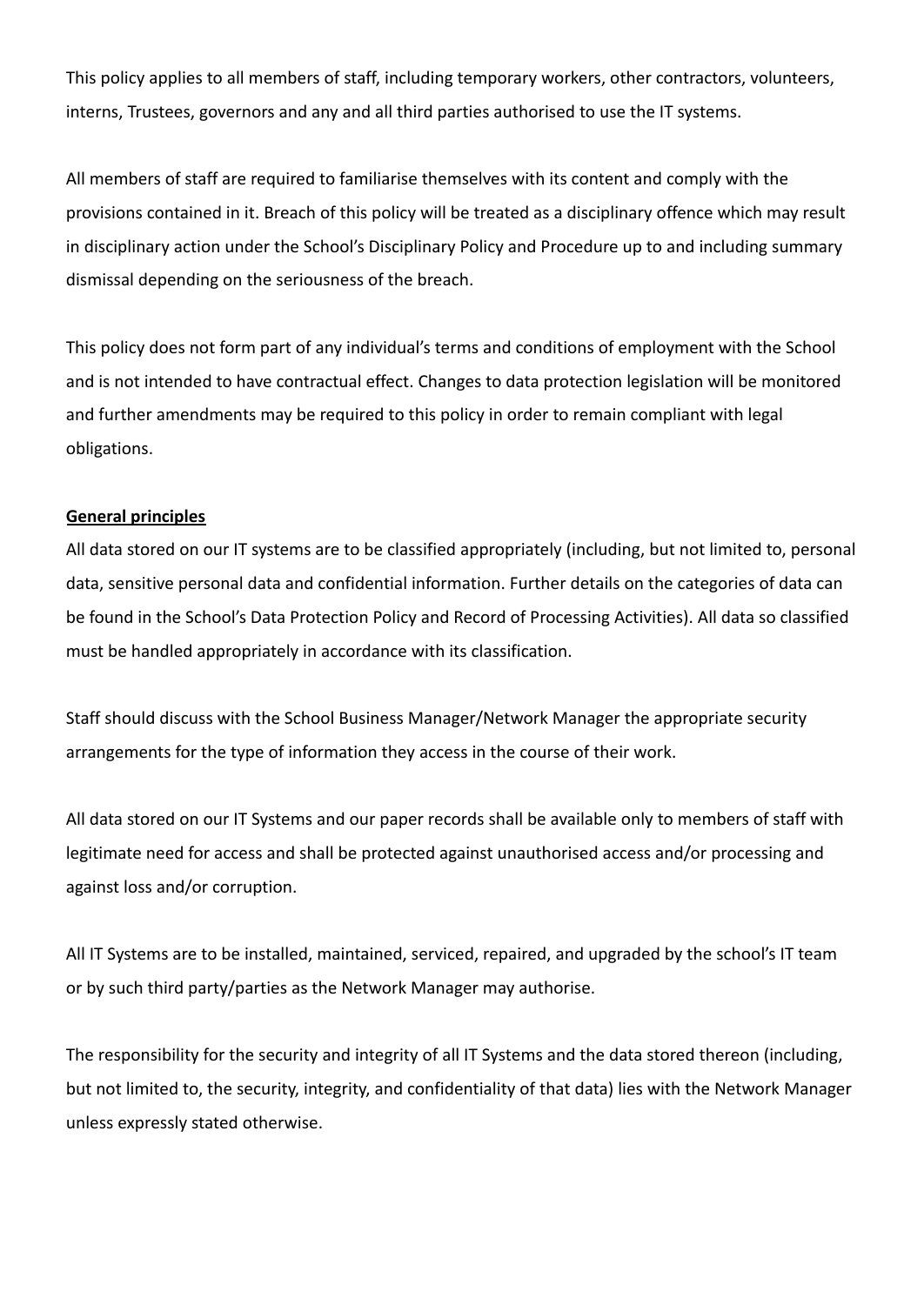This policy applies to all members of staff, including temporary workers, other contractors, volunteers, interns, Trustees, governors and any and all third parties authorised to use the IT systems.

All members of staff are required to familiarise themselves with its content and comply with the provisions contained in it. Breach of this policy will be treated as a disciplinary offence which may result in disciplinary action under the School's Disciplinary Policy and Procedure up to and including summary dismissal depending on the seriousness of the breach.

This policy does not form part of any individual's terms and conditions of employment with the School and is not intended to have contractual effect. Changes to data protection legislation will be monitored and further amendments may be required to this policy in order to remain compliant with legal obligations.

## General principles

All data stored on our IT systems are to be classified appropriately (including, but not limited to, personal data, sensitive personal data and confidential information. Further details on the categories of data can be found in the School's Data Protection Policy and Record of Processing Activities). All data so classified must be handled appropriately in accordance with its classification.

Staff should discuss with the School Business Manager/Network Manager the appropriate security arrangements for the type of information they access in the course of their work.

All data stored on our IT Systems and our paper records shall be available only to members of staff with legitimate need for access and shall be protected against unauthorised access and/or processing and against loss and/or corruption.

All IT Systems are to be installed, maintained, serviced, repaired, and upgraded by the school's IT team or by such third party/parties as the Network Manager may authorise.

The responsibility for the security and integrity of all IT Systems and the data stored thereon (including, but not limited to, the security, integrity, and confidentiality of that data) lies with the Network Manager unless expressly stated otherwise.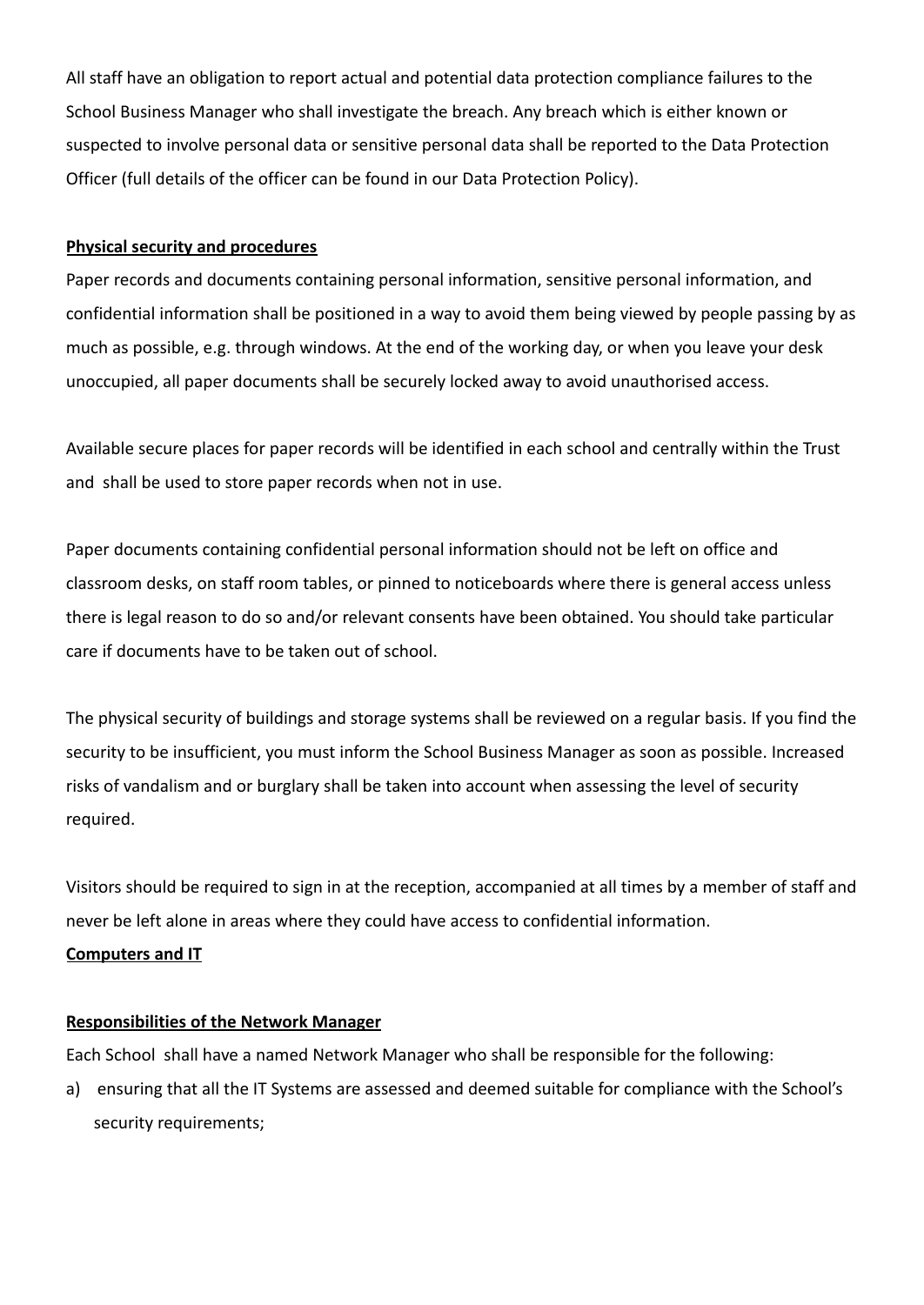All staff have an obligation to report actual and potential data protection compliance failures to the School Business Manager who shall investigate the breach. Any breach which is either known or suspected to involve personal data or sensitive personal data shall be reported to the Data Protection Officer (full details of the officer can be found in our Data Protection Policy).

**Physical security and procedures**

Paper records and documents containing personal information, sensitive personal information, and confidential information shall be positioned in a way to avoid them being viewed by people passing by as much as possible, e.g. through windows. At the end of the working day, or when you leave your desk unoccupied, all paper documents shall be securely locked away to avoid unauthorised access.

Available secure places for paper records will be identified in each school and centrally within the Trust and shall be used to store paper records when not in use.

Paper documents containing confidential personal information should not be left on office and classroom desks, on staff room tables, or pinned to noticeboards where there is general access unless there is legal reason to do so and/or relevant consents have been obtained. You should take particular care if documents have to be taken out of school.

The physical security of buildings and storage systems shall be reviewed on a regular basis. If you find the security to be insufficient, you must inform the School Business Manager as soon as possible. Increased risks of vandalism and or burglary shall be taken into account when assessing the level of security required.

Visitors should be required to sign in at the reception, accompanied at all times by a member of staff and never be left alone in areas where they could have access to confidential information.

**Computers and IT**

**Responsibilities of the Network Manager**

Each School shall have a named Network Manager who shall be responsible for the following:

a) ensuring that all the IT Systems are assessed and deemed suitable for compliance with the School's security requirements;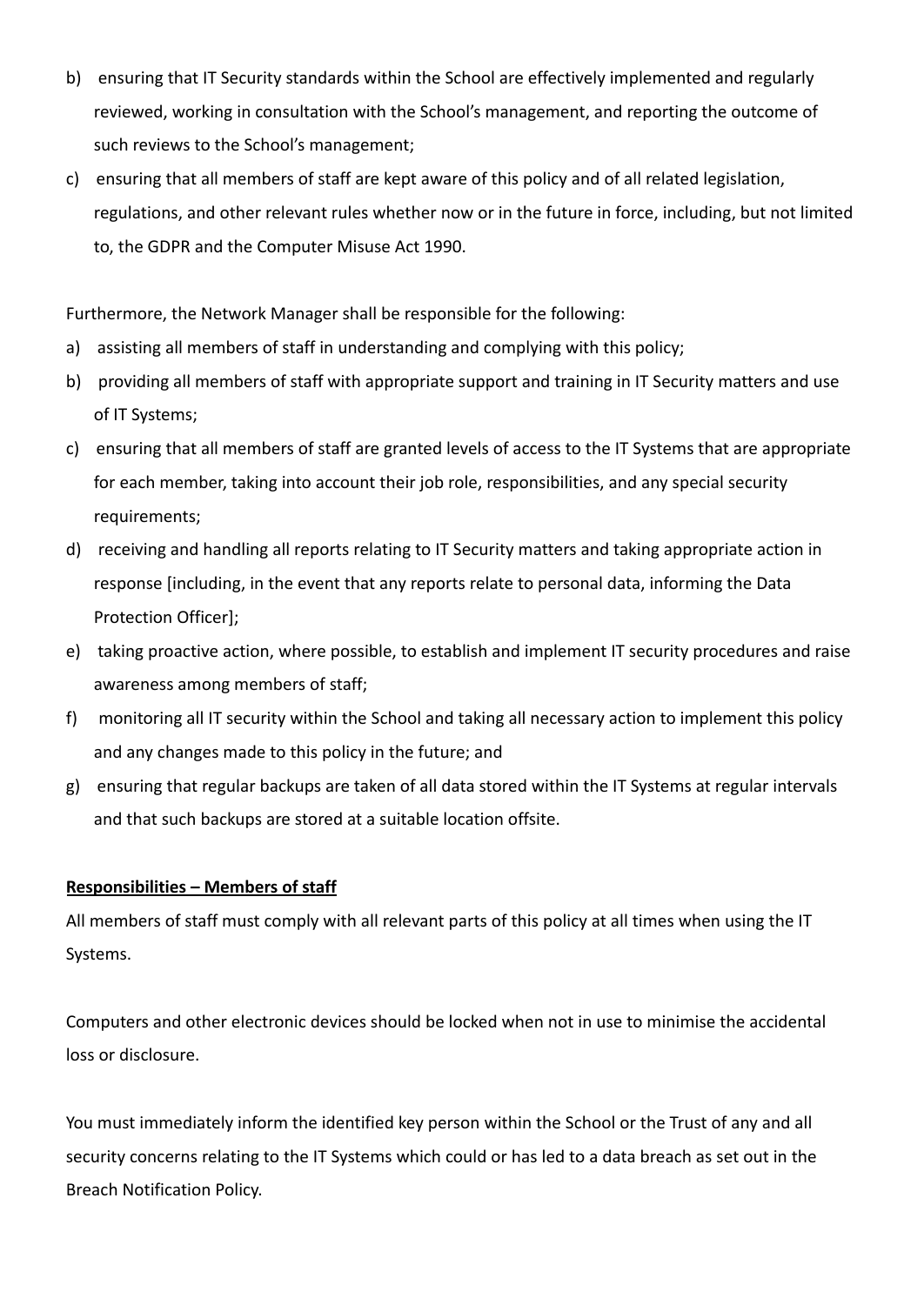b) ensuring that IT Security standards within the School are effectively implemented and regularly reviewed, working in consultation with the School's management, and reporting the outcome of such reviews to the School's management;

c) ensuring that all members of staff are kept aware of this policy and of all related legislation, regulations, and other relevant rules whether now or in the future in force, including, but not limited to, the GDPR and the Computer Misuse Act 1990.

Furthermore, the Network Manager shall be responsible for the following:

a) assisting all members of staff in understanding and complying with this policy;

b) providing all members of staff with appropriate support and training in IT Security matters and use of IT Systems;

c) ensuring that all members of staff are granted levels of access to the IT Systems that are appropriate for each member, taking into account their job role, responsibilities, and any special security requirements;

d) receiving and handling all reports relating to IT Security matters and taking appropriate action in response [including, in the event that any reports relate to personal data, informing the Data Protection Officer];

e) taking proactive action, where possible, to establish and implement IT security procedures and raise awareness among members of staff;

f) monitoring all IT security within the School and taking all necessary action to implement this policy and any changes made to this policy in the future; and

g) ensuring that regular backups are taken of all data stored within the IT Systems at regular intervals and that such backups are stored at a suitable location offsite.

**Responsibilities – Members of staff**

All members of staff must comply with all relevant parts of this policy at all times when using the IT Systems.

Computers and other electronic devices should be locked when not in use to minimise the accidental loss or disclosure.

You must immediately inform the identified key person within the School or the Trust of any and all security concerns relating to the IT Systems which could or has led to a data breach as set out in the Breach Notification Policy.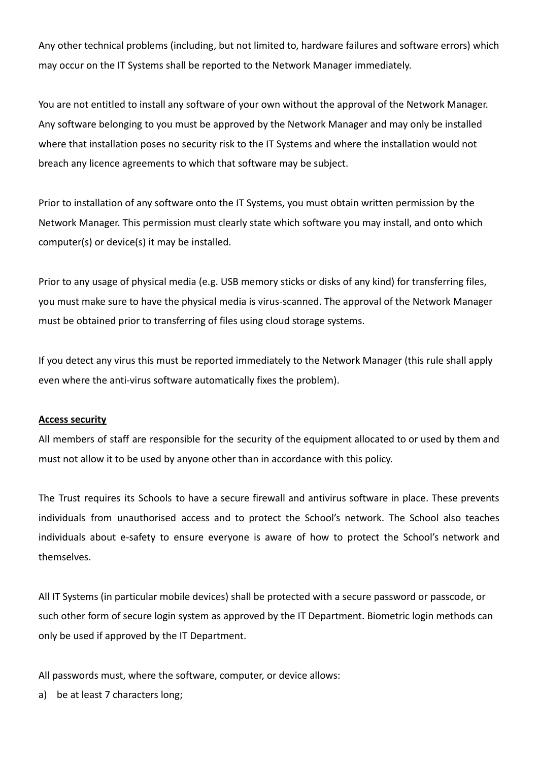Any other technical problems (including, but not limited to, hardware failures and software errors) which may occur on the IT Systems shall be reported to the Network Manager immediately.

You are not entitled to install any software of your own without the approval of the Network Manager. Any software belonging to you must be approved by the Network Manager and may only be installed where that installation poses no security risk to the IT Systems and where the installation would not breach any licence agreements to which that software may be subject.

Prior to installation of any software onto the IT Systems, you must obtain written permission by the Network Manager. This permission must clearly state which software you may install, and onto which computer(s) or device(s) it may be installed.

Prior to any usage of physical media (e.g. USB memory sticks or disks of any kind) for transferring files, you must make sure to have the physical media is virus-scanned. The approval of the Network Manager must be obtained prior to transferring of files using cloud storage systems.

If you detect any virus this must be reported immediately to the Network Manager (this rule shall apply even where the anti-virus software automatically fixes the problem).

**Access security**

All members of staff are responsible for the security of the equipment allocated to or used by them and must not allow it to be used by anyone other than in accordance with this policy.

The Trust requires its Schools to have a secure firewall and antivirus software in place. These prevents individuals from unauthorised access and to protect the School's network. The School also teaches individuals about e-safety to ensure everyone is aware of how to protect the School's network and themselves.

All IT Systems (in particular mobile devices) shall be protected with a secure password or passcode, or such other form of secure login system as approved by the IT Department. Biometric login methods can only be used if approved by the IT Department.

All passwords must, where the software, computer, or device allows:

a) be at least 7 characters long;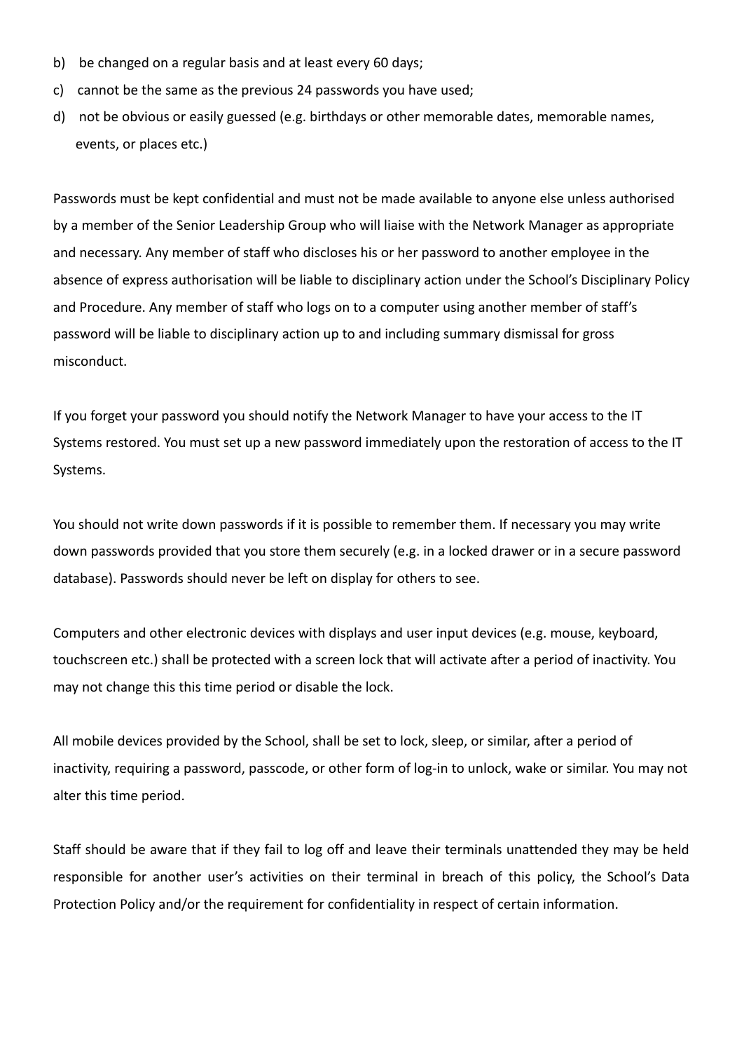b) be changed on a regular basis and at least every 60 days;

c) cannot be the same as the previous 24 passwords you have used;

d) not be obvious or easily guessed (e.g. birthdays or other memorable dates, memorable names, events, or places etc.)

Passwords must be kept confidential and must not be made available to anyone else unless authorised by a member of the Senior Leadership Group who will liaise with the Network Manager as appropriate and necessary. Any member of staff who discloses his or her password to another employee in the absence of express authorisation will be liable to disciplinary action under the School's Disciplinary Policy and Procedure. Any member of staff who logs on to a computer using another member of staff's password will be liable to disciplinary action up to and including summary dismissal for gross misconduct.

If you forget your password you should notify the Network Manager to have your access to the IT Systems restored. You must set up a new password immediately upon the restoration of access to the IT Systems.

You should not write down passwords if it is possible to remember them. If necessary you may write down passwords provided that you store them securely (e.g. in a locked drawer or in a secure password database). Passwords should never be left on display for others to see.

Computers and other electronic devices with displays and user input devices (e.g. mouse, keyboard, touchscreen etc.) shall be protected with a screen lock that will activate after a period of inactivity. You may not change this this time period or disable the lock.

All mobile devices provided by the School, shall be set to lock, sleep, or similar, after a period of inactivity, requiring a password, passcode, or other form of log-in to unlock, wake or similar. You may not alter this time period.

Staff should be aware that if they fail to log off and leave their terminals unattended they may be held responsible for another user's activities on their terminal in breach of this policy, the School's Data Protection Policy and/or the requirement for confidentiality in respect of certain information.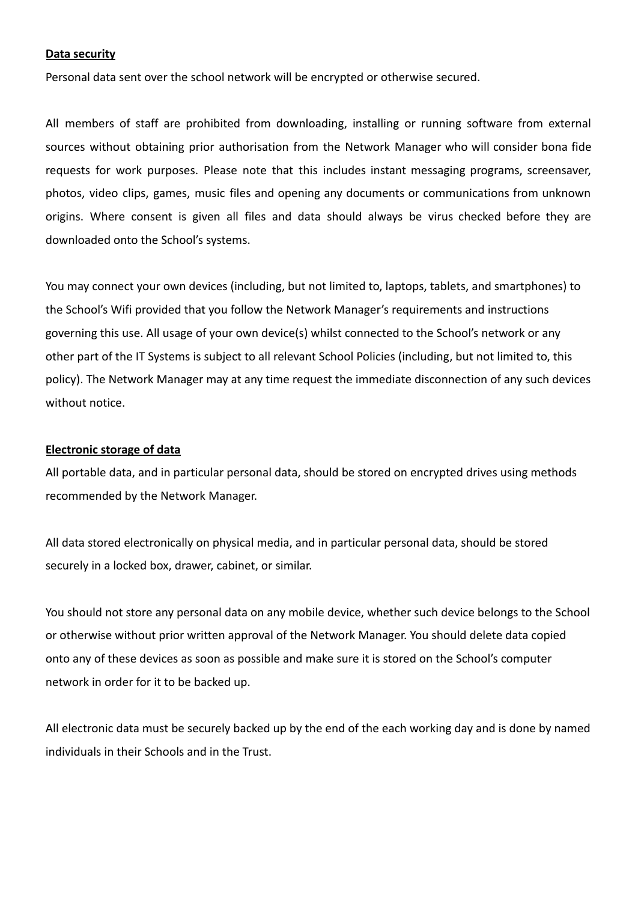**Data security**

Personal data sent over the school network will be encrypted or otherwise secured.

All members of staff are prohibited from downloading, installing or running software from external sources without obtaining prior authorisation from the Network Manager who will consider bona fide requests for work purposes. Please note that this includes instant messaging programs, screensaver, photos, video clips, games, music files and opening any documents or communications from unknown origins. Where consent is given all files and data should always be virus checked before they are downloaded onto the School's systems.

You may connect your own devices (including, but not limited to, laptops, tablets, and smartphones) to the School's Wifi provided that you follow the Network Manager's requirements and instructions governing this use. All usage of your own device(s) whilst connected to the School's network or any other part of the IT Systems is subject to all relevant School Policies (including, but not limited to, this policy). The Network Manager may at any time request the immediate disconnection of any such devices without notice.

**Electronic storage of data**

All portable data, and in particular personal data, should be stored on encrypted drives using methods recommended by the Network Manager.

All data stored electronically on physical media, and in particular personal data, should be stored securely in a locked box, drawer, cabinet, or similar.

You should not store any personal data on any mobile device, whether such device belongs to the School or otherwise without prior written approval of the Network Manager. You should delete data copied onto any of these devices as soon as possible and make sure it is stored on the School's computer network in order for it to be backed up.

All electronic data must be securely backed up by the end of the each working day and is done by named individuals in their Schools and in the Trust.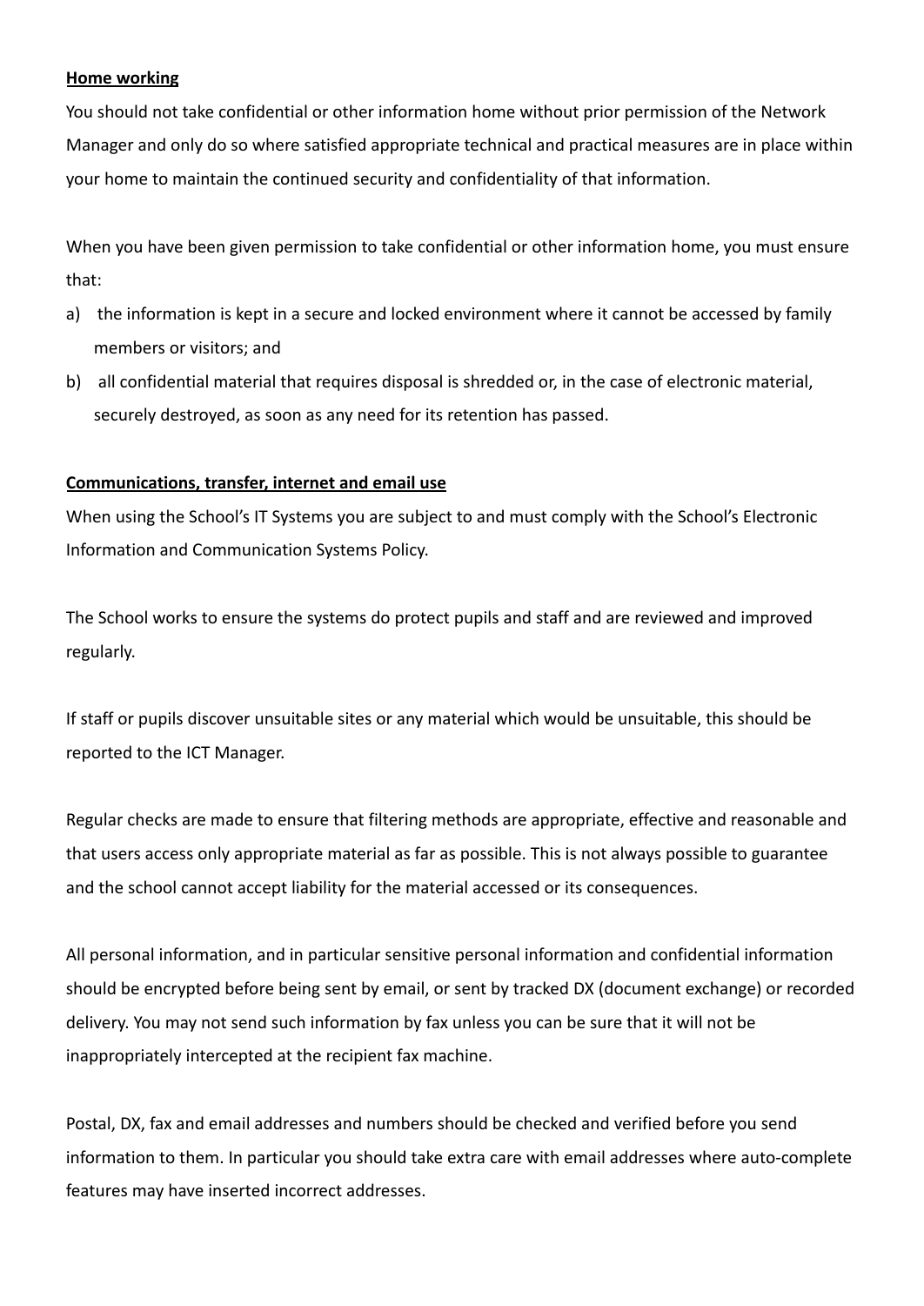**Home working**

You should not take confidential or other information home without prior permission of the Network Manager and only do so where satisfied appropriate technical and practical measures are in place within your home to maintain the continued security and confidentiality of that information.

When you have been given permission to take confidential or other information home, you must ensure that:

a) the information is kept in a secure and locked environment where it cannot be accessed by family members or visitors; and
b) all confidential material that requires disposal is shredded or, in the case of electronic material, securely destroyed, as soon as any need for its retention has passed.

**Communications, transfer, internet and email use**

When using the School's IT Systems you are subject to and must comply with the School's Electronic Information and Communication Systems Policy.

The School works to ensure the systems do protect pupils and staff and are reviewed and improved regularly.

If staff or pupils discover unsuitable sites or any material which would be unsuitable, this should be reported to the ICT Manager.

Regular checks are made to ensure that filtering methods are appropriate, effective and reasonable and that users access only appropriate material as far as possible. This is not always possible to guarantee and the school cannot accept liability for the material accessed or its consequences.

All personal information, and in particular sensitive personal information and confidential information should be encrypted before being sent by email, or sent by tracked DX (document exchange) or recorded delivery. You may not send such information by fax unless you can be sure that it will not be inappropriately intercepted at the recipient fax machine.

Postal, DX, fax and email addresses and numbers should be checked and verified before you send information to them. In particular you should take extra care with email addresses where auto-complete features may have inserted incorrect addresses.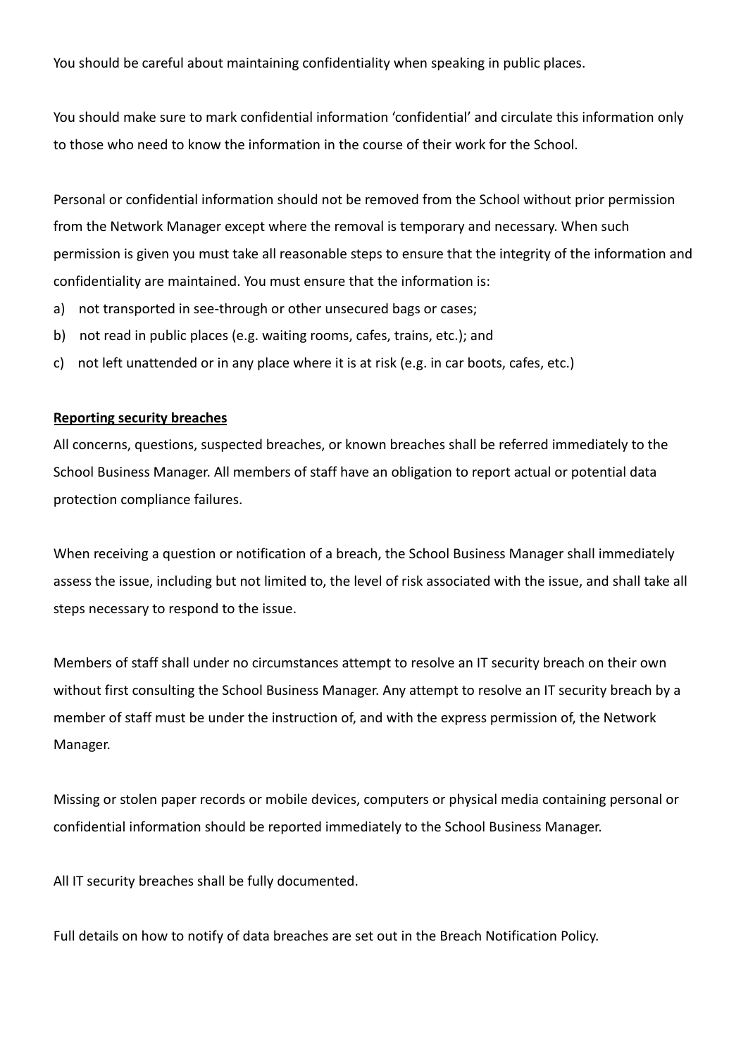You should be careful about maintaining confidentiality when speaking in public places.

You should make sure to mark confidential information 'confidential' and circulate this information only to those who need to know the information in the course of their work for the School.

Personal or confidential information should not be removed from the School without prior permission from the Network Manager except where the removal is temporary and necessary. When such permission is given you must take all reasonable steps to ensure that the integrity of the information and confidentiality are maintained. You must ensure that the information is:

a) not transported in see-through or other unsecured bags or cases;
b) not read in public places (e.g. waiting rooms, cafes, trains, etc.); and
c) not left unattended or in any place where it is at risk (e.g. in car boots, cafes, etc.)

**Reporting security breaches**

All concerns, questions, suspected breaches, or known breaches shall be referred immediately to the School Business Manager. All members of staff have an obligation to report actual or potential data protection compliance failures.

When receiving a question or notification of a breach, the School Business Manager shall immediately assess the issue, including but not limited to, the level of risk associated with the issue, and shall take all steps necessary to respond to the issue.

Members of staff shall under no circumstances attempt to resolve an IT security breach on their own without first consulting the School Business Manager. Any attempt to resolve an IT security breach by a member of staff must be under the instruction of, and with the express permission of, the Network Manager.

Missing or stolen paper records or mobile devices, computers or physical media containing personal or confidential information should be reported immediately to the School Business Manager.

All IT security breaches shall be fully documented.

Full details on how to notify of data breaches are set out in the Breach Notification Policy.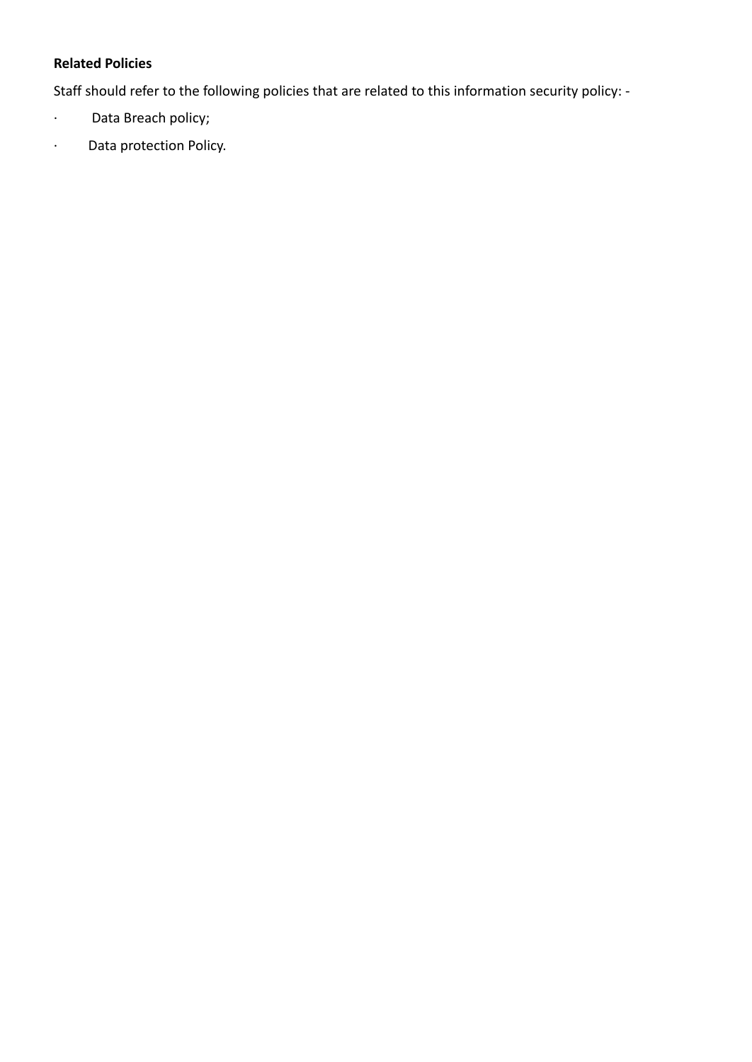**Related Policies**

Staff should refer to the following policies that are related to this information security policy: -

- Data Breach policy;
- Data protection Policy.